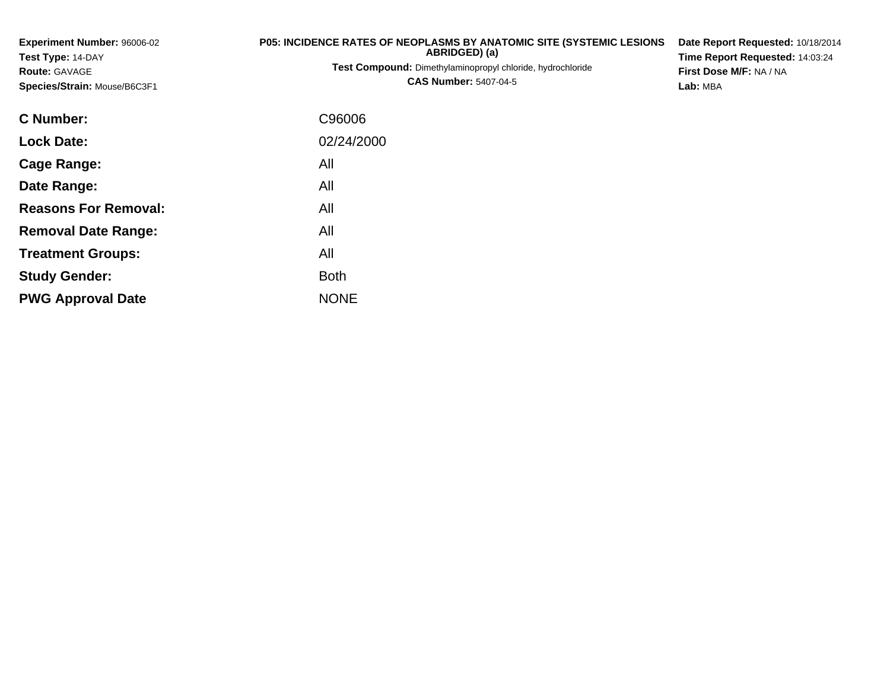**Experiment Number:** 96006-02
**Test Type:** 14-DAY
**Route:** GAVAGE
**Species/Strain:** Mouse/B6C3F1

**P05: INCIDENCE RATES OF NEOPLASMS BY ANATOMIC SITE (SYSTEMIC LESIONS ABRIDGED) (a)**
**Test Compound:** Dimethylaminopropyl chloride, hydrochloride
**CAS Number:** 5407-04-5

**Date Report Requested:** 10/18/2014
**Time Report Requested:** 14:03:24
**First Dose M/F:** NA / NA
**Lab:** MBA

| | |
|---|---|
| **C Number:** | C96006 |
| **Lock Date:** | 02/24/2000 |
| **Cage Range:** | All |
| **Date Range:** | All |
| **Reasons For Removal:** | All |
| **Removal Date Range:** | All |
| **Treatment Groups:** | All |
| **Study Gender:** | Both |
| **PWG Approval Date** | NONE |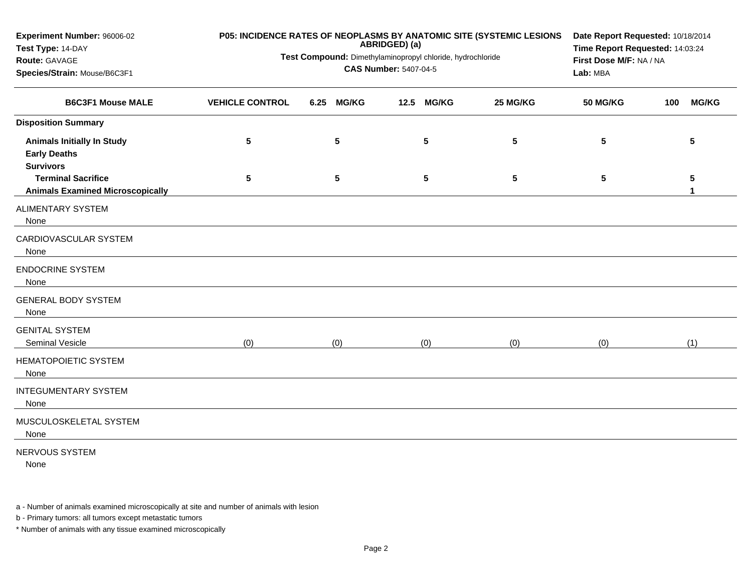**Experiment Number:** 96006-02
**Test Type:** 14-DAY
**Route:** GAVAGE
**Species/Strain:** Mouse/B6C3F1

**P05: INCIDENCE RATES OF NEOPLASMS BY ANATOMIC SITE (SYSTEMIC LESIONS ABRIDGED) (a)**

**Test Compound:** Dimethylaminopropyl chloride, hydrochloride
**CAS Number:** 5407-04-5

**Date Report Requested:** 10/18/2014
**Time Report Requested:** 14:03:24
**First Dose M/F:** NA / NA
**Lab:** MBA

| B6C3F1 Mouse MALE | VEHICLE CONTROL | 6.25 MG/KG | 12.5 MG/KG | 25 MG/KG | 50 MG/KG | 100 MG/KG |
|---|---|---|---|---|---|---|
| **Disposition Summary** | | | | | | |
| **Animals Initially In Study** | **5** | **5** | **5** | **5** | **5** | **5** |
| **Early Deaths** | | | | | | |
| **Survivors** | | | | | | |
| **Terminal Sacrifice** | **5** | **5** | **5** | **5** | **5** | **5** |
| **Animals Examined Microscopically** | | | | | | **1** |
| ALIMENTARY SYSTEM | | | | | | |
| None | | | | | | |
| CARDIOVASCULAR SYSTEM | | | | | | |
| None | | | | | | |
| ENDOCRINE SYSTEM | | | | | | |
| None | | | | | | |
| GENERAL BODY SYSTEM | | | | | | |
| None | | | | | | |
| GENITAL SYSTEM | | | | | | |
| Seminal Vesicle | (0) | (0) | (0) | (0) | (0) | (1) |
| HEMATOPOIETIC SYSTEM | | | | | | |
| None | | | | | | |
| INTEGUMENTARY SYSTEM | | | | | | |
| None | | | | | | |
| MUSCULOSKELETAL SYSTEM | | | | | | |
| None | | | | | | |
| NERVOUS SYSTEM | | | | | | |
| None | | | | | | |

a - Number of animals examined microscopically at site and number of animals with lesion

b - Primary tumors: all tumors except metastatic tumors

\* Number of animals with any tissue examined microscopically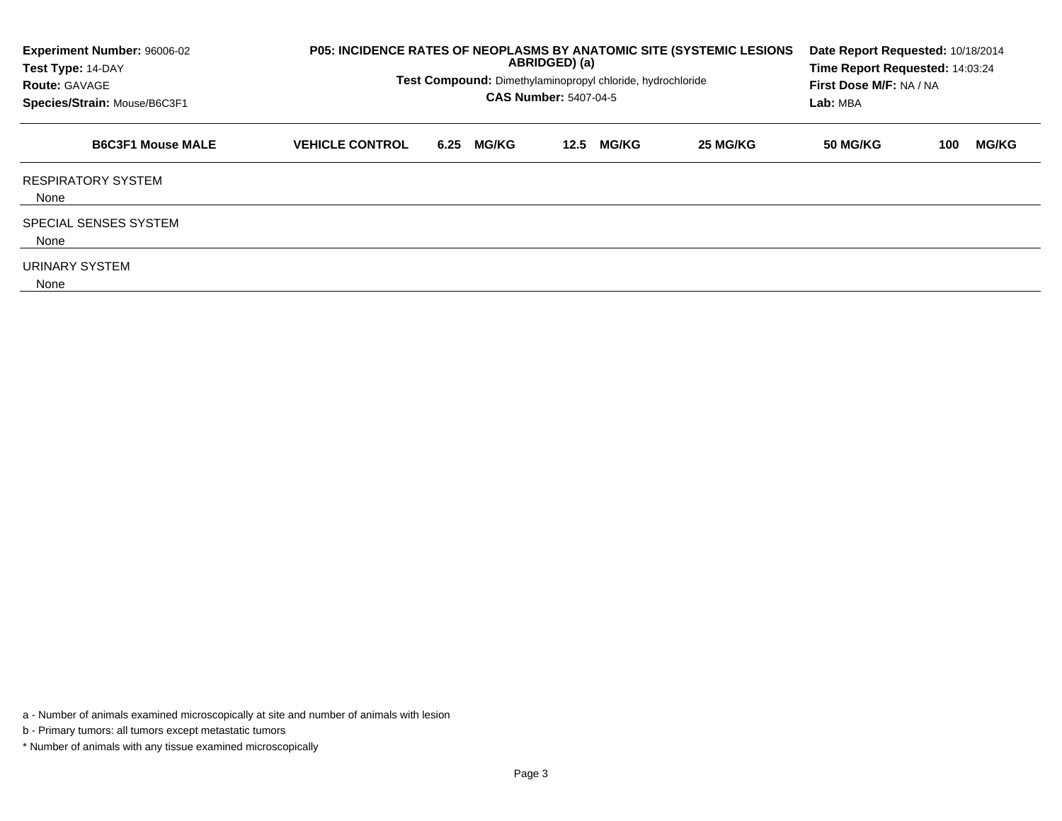**Experiment Number:** 96006-02
**Test Type:** 14-DAY
**Route:** GAVAGE
**Species/Strain:** Mouse/B6C3F1

**P05: INCIDENCE RATES OF NEOPLASMS BY ANATOMIC SITE (SYSTEMIC LESIONS ABRIDGED) (a)**

**Test Compound:** Dimethylaminopropyl chloride, hydrochloride
**CAS Number:** 5407-04-5

**Date Report Requested:** 10/18/2014
**Time Report Requested:** 14:03:24
**First Dose M/F:** NA / NA
**Lab:** MBA

| B6C3F1 Mouse MALE | VEHICLE CONTROL | 6.25 MG/KG | 12.5 MG/KG | 25 MG/KG | 50 MG/KG | 100 MG/KG |
|---|---|---|---|---|---|---|
| RESPIRATORY SYSTEM | | | | | | |
| None | | | | | | |
| SPECIAL SENSES SYSTEM | | | | | | |
| None | | | | | | |
| URINARY SYSTEM | | | | | | |
| None | | | | | | |

a - Number of animals examined microscopically at site and number of animals with lesion

b - Primary tumors: all tumors except metastatic tumors

* Number of animals with any tissue examined microscopically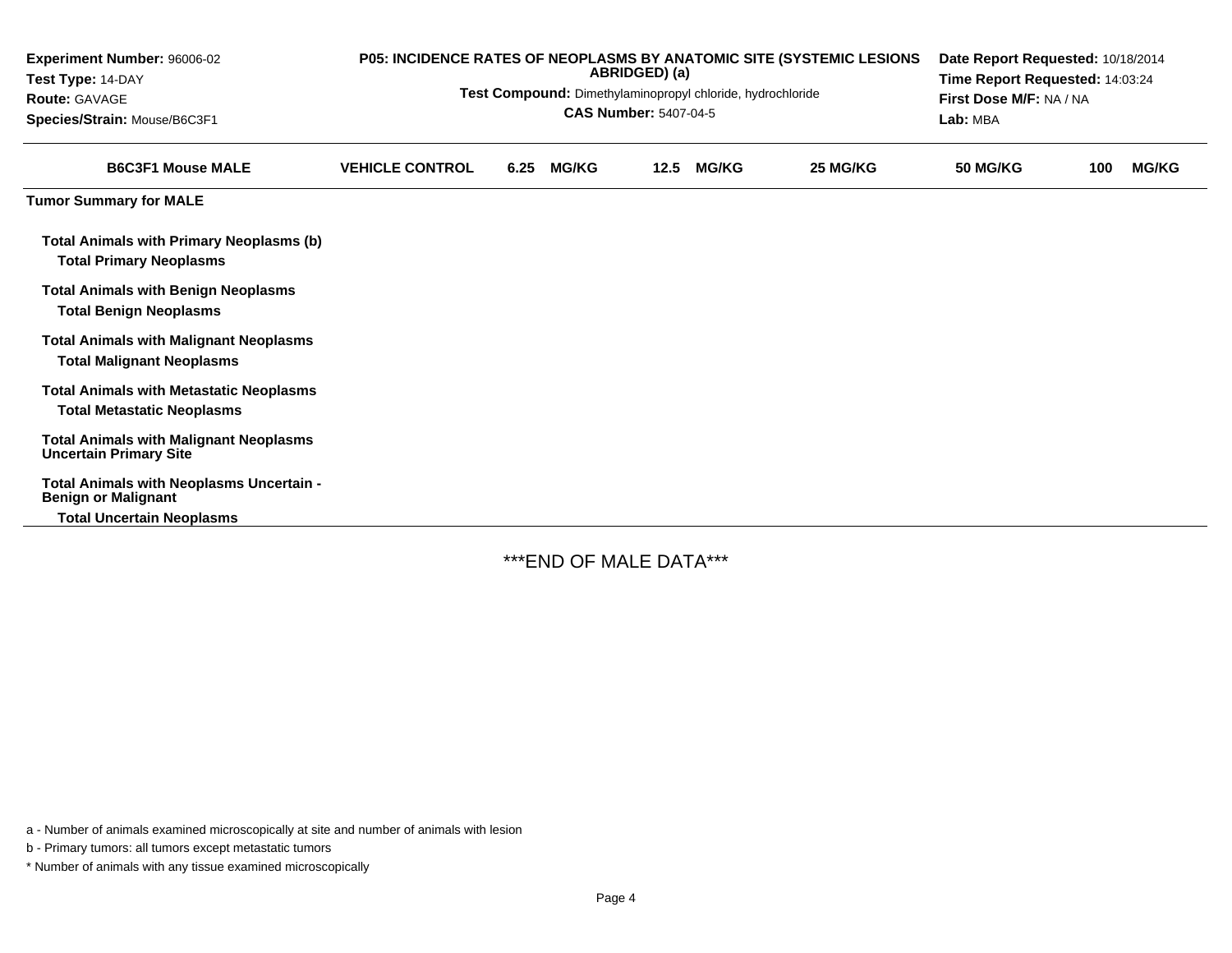**Experiment Number:** 96006-02
**Test Type:** 14-DAY
**Route:** GAVAGE
**Species/Strain:** Mouse/B6C3F1

**P05: INCIDENCE RATES OF NEOPLASMS BY ANATOMIC SITE (SYSTEMIC LESIONS ABRIDGED) (a)**

**Test Compound:** Dimethylaminopropyl chloride, hydrochloride
**CAS Number:** 5407-04-5

**Date Report Requested:** 10/18/2014
**Time Report Requested:** 14:03:24
**First Dose M/F:** NA / NA
**Lab:** MBA

| B6C3F1 Mouse MALE | VEHICLE CONTROL | 6.25 MG/KG | 12.5 MG/KG | 25 MG/KG | 50 MG/KG | 100 MG/KG |
|---|---|---|---|---|---|---|
| **Tumor Summary for MALE** | | | | | | |
| **Total Animals with Primary Neoplasms (b)** | | | | | | |
| **Total Primary Neoplasms** | | | | | | |
| **Total Animals with Benign Neoplasms** | | | | | | |
| **Total Benign Neoplasms** | | | | | | |
| **Total Animals with Malignant Neoplasms** | | | | | | |
| **Total Malignant Neoplasms** | | | | | | |
| **Total Animals with Metastatic Neoplasms** | | | | | | |
| **Total Metastatic Neoplasms** | | | | | | |
| **Total Animals with Malignant Neoplasms Uncertain Primary Site** | | | | | | |
| **Total Animals with Neoplasms Uncertain - Benign or Malignant** | | | | | | |
| **Total Uncertain Neoplasms** | | | | | | |

***END OF MALE DATA***

a - Number of animals examined microscopically at site and number of animals with lesion

b - Primary tumors: all tumors except metastatic tumors

* Number of animals with any tissue examined microscopically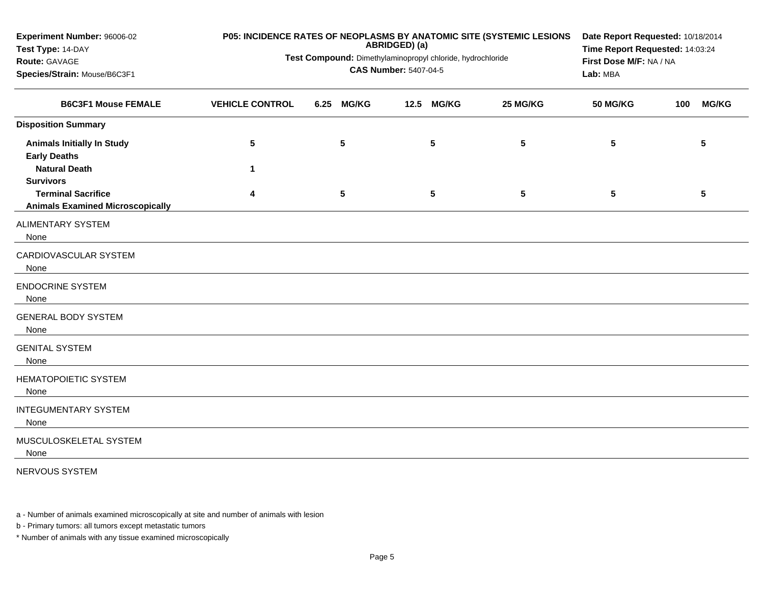**Experiment Number:** 96006-02
**Test Type:** 14-DAY
**Route:** GAVAGE
**Species/Strain:** Mouse/B6C3F1

**P05: INCIDENCE RATES OF NEOPLASMS BY ANATOMIC SITE (SYSTEMIC LESIONS ABRIDGED) (a)**

**Test Compound:** Dimethylaminopropyl chloride, hydrochloride
**CAS Number:** 5407-04-5

**Date Report Requested:** 10/18/2014
**Time Report Requested:** 14:03:24
**First Dose M/F:** NA / NA
**Lab:** MBA

| B6C3F1 Mouse FEMALE | VEHICLE CONTROL | 6.25 MG/KG | 12.5 MG/KG | 25 MG/KG | 50 MG/KG | 100 MG/KG |
|---|---|---|---|---|---|---|
| **Disposition Summary** | | | | | | |
| **Animals Initially In Study** | 5 | 5 | 5 | 5 | 5 | 5 |
| **Early Deaths** | | | | | | |
| **Natural Death** | 1 | | | | | |
| **Survivors** | | | | | | |
| **Terminal Sacrifice** | 4 | 5 | 5 | 5 | 5 | 5 |
| **Animals Examined Microscopically** | | | | | | |
| ALIMENTARY SYSTEM | | | | | | |
| None | | | | | | |
| CARDIOVASCULAR SYSTEM | | | | | | |
| None | | | | | | |
| ENDOCRINE SYSTEM | | | | | | |
| None | | | | | | |
| GENERAL BODY SYSTEM | | | | | | |
| None | | | | | | |
| GENITAL SYSTEM | | | | | | |
| None | | | | | | |
| HEMATOPOIETIC SYSTEM | | | | | | |
| None | | | | | | |
| INTEGUMENTARY SYSTEM | | | | | | |
| None | | | | | | |
| MUSCULOSKELETAL SYSTEM | | | | | | |
| None | | | | | | |
| NERVOUS SYSTEM | | | | | | |

a - Number of animals examined microscopically at site and number of animals with lesion

b - Primary tumors: all tumors except metastatic tumors

* Number of animals with any tissue examined microscopically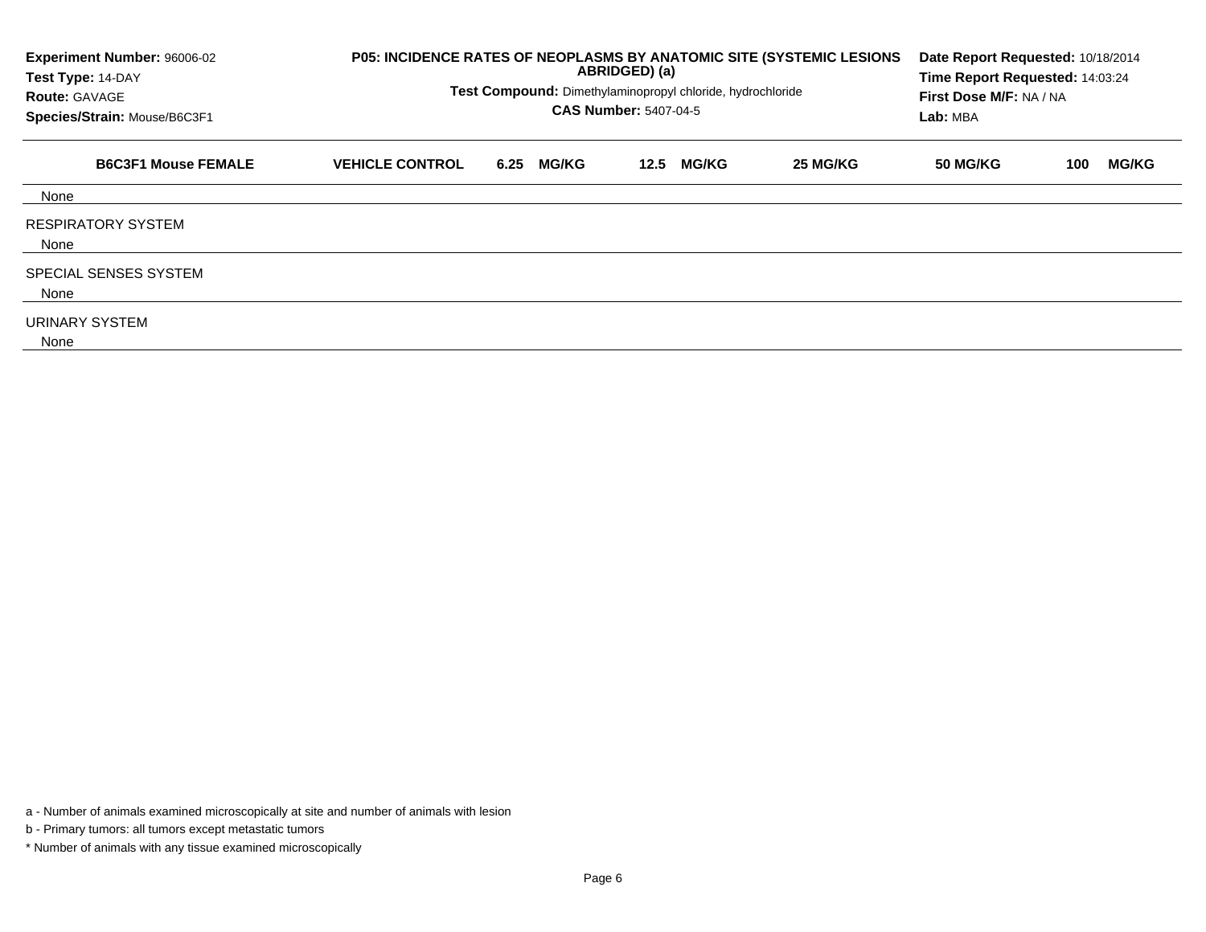**Experiment Number:** 96006-02
**Test Type:** 14-DAY
**Route:** GAVAGE
**Species/Strain:** Mouse/B6C3F1

**P05: INCIDENCE RATES OF NEOPLASMS BY ANATOMIC SITE (SYSTEMIC LESIONS ABRIDGED) (a)**

**Test Compound:** Dimethylaminopropyl chloride, hydrochloride
**CAS Number:** 5407-04-5

**Date Report Requested:** 10/18/2014
**Time Report Requested:** 14:03:24
**First Dose M/F:** NA / NA
**Lab:** MBA

| B6C3F1 Mouse FEMALE | VEHICLE CONTROL | 6.25 MG/KG | 12.5 MG/KG | 25 MG/KG | 50 MG/KG | 100 MG/KG |
|---|---|---|---|---|---|---|
| None | | | | | | |
| RESPIRATORY SYSTEM | | | | | | |
| None | | | | | | |
| SPECIAL SENSES SYSTEM | | | | | | |
| None | | | | | | |
| URINARY SYSTEM | | | | | | |
| None | | | | | | |

a - Number of animals examined microscopically at site and number of animals with lesion

b - Primary tumors: all tumors except metastatic tumors

* Number of animals with any tissue examined microscopically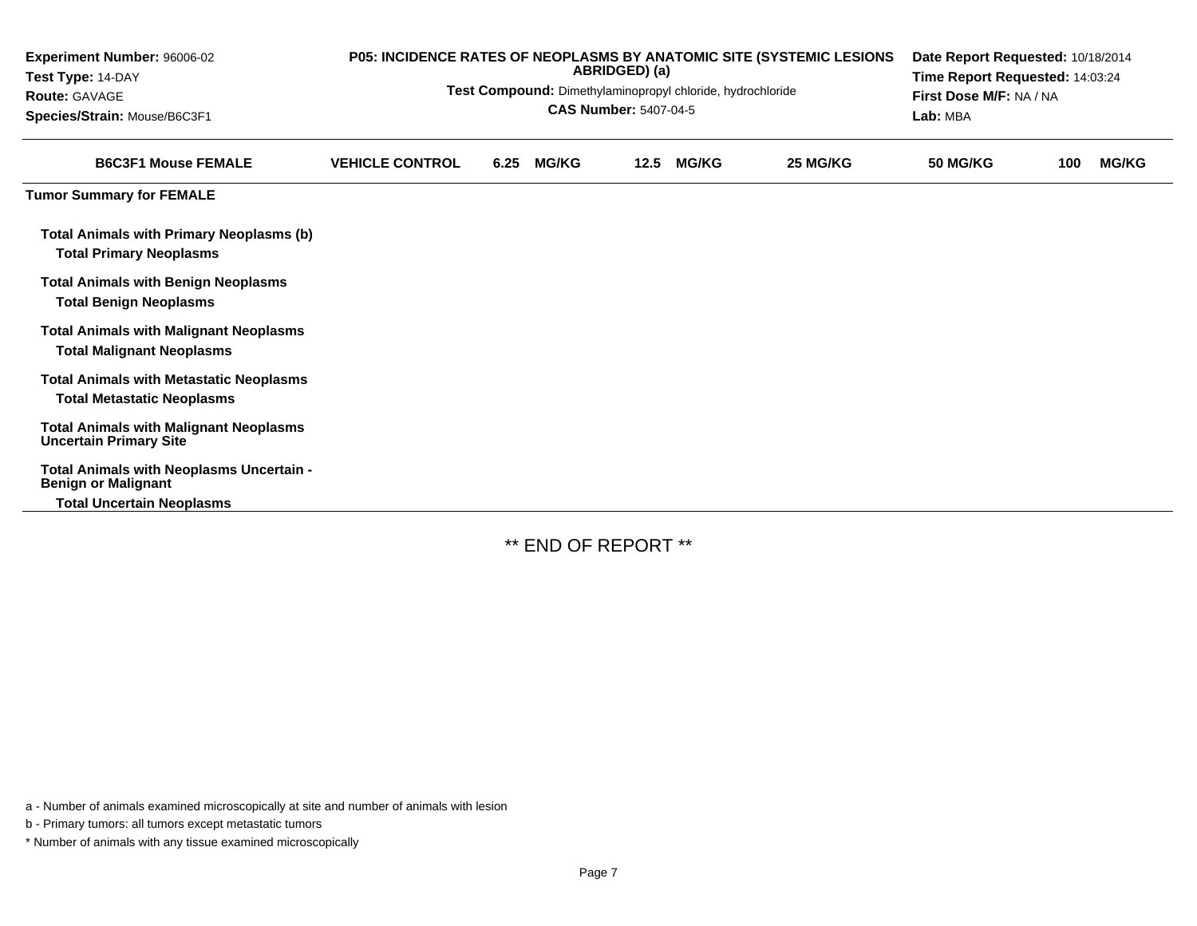**Experiment Number:** 96006-02
**Test Type:** 14-DAY
**Route:** GAVAGE
**Species/Strain:** Mouse/B6C3F1

**P05: INCIDENCE RATES OF NEOPLASMS BY ANATOMIC SITE (SYSTEMIC LESIONS ABRIDGED) (a)**

**Test Compound:** Dimethylaminopropyl chloride, hydrochloride
**CAS Number:** 5407-04-5

**Date Report Requested:** 10/18/2014
**Time Report Requested:** 14:03:24
**First Dose M/F:** NA / NA
**Lab:** MBA

| B6C3F1 Mouse FEMALE | VEHICLE CONTROL | 6.25 MG/KG | 12.5 MG/KG | 25 MG/KG | 50 MG/KG | 100 MG/KG |
|---|---|---|---|---|---|---|
| **Tumor Summary for FEMALE** | | | | | | |
| **Total Animals with Primary Neoplasms (b)** | | | | | | |
| **Total Primary Neoplasms** | | | | | | |
| **Total Animals with Benign Neoplasms** | | | | | | |
| **Total Benign Neoplasms** | | | | | | |
| **Total Animals with Malignant Neoplasms** | | | | | | |
| **Total Malignant Neoplasms** | | | | | | |
| **Total Animals with Metastatic Neoplasms** | | | | | | |
| **Total Metastatic Neoplasms** | | | | | | |
| **Total Animals with Malignant Neoplasms Uncertain Primary Site** | | | | | | |
| **Total Animals with Neoplasms Uncertain - Benign or Malignant** | | | | | | |
| **Total Uncertain Neoplasms** | | | | | | |

** END OF REPORT **

a - Number of animals examined microscopically at site and number of animals with lesion

b - Primary tumors: all tumors except metastatic tumors

* Number of animals with any tissue examined microscopically